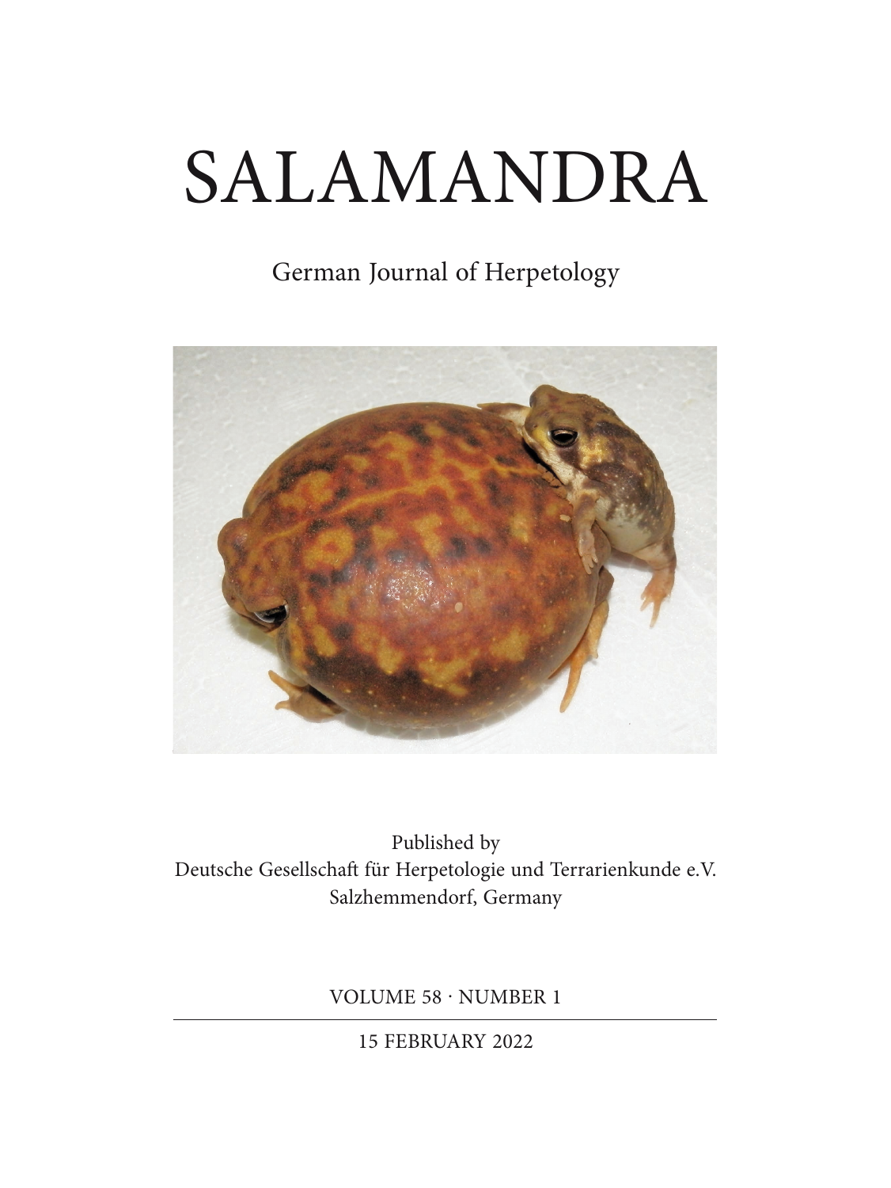# SALAMANDRA

German Journal of Herpetology

Published by
Deutsche Gesellschaft für Herpetologie und Terrarienkunde e.V.
Salzhemmendorf, Germany

VOLUME 58 · NUMBER 1

15 FEBRUARY 2022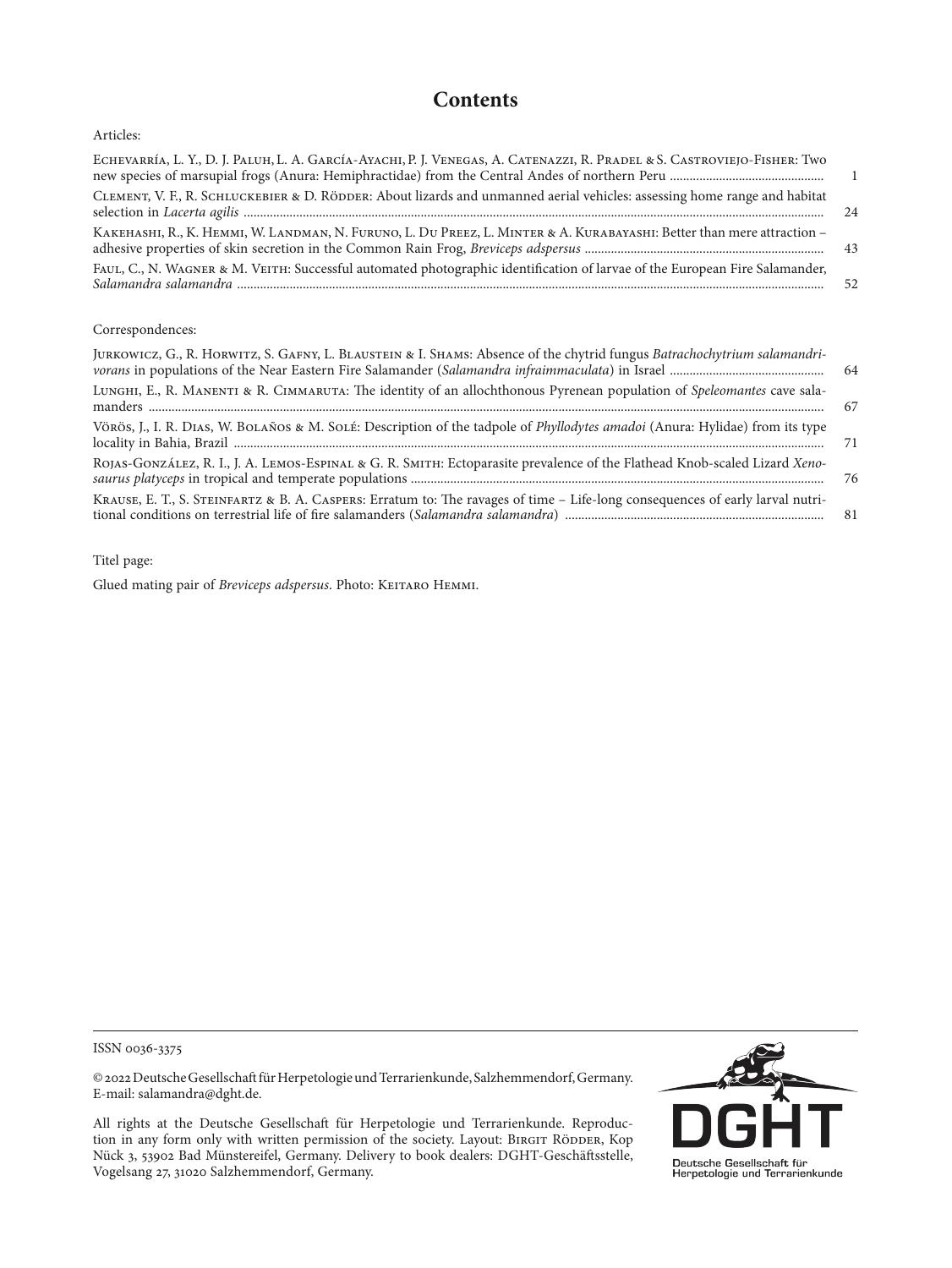# Contents

Articles:

Echevarría, L. Y., D. J. Paluh, L. A. García-Ayachi, P. J. Venegas, A. Catenazzi, R. Pradel & S. Castroviejo-Fisher: Two new species of marsupial frogs (Anura: Hemiphractidae) from the Central Andes of northern Peru ............................................... 1

Clement, V. F., R. Schluckebier & D. Rödder: About lizards and unmanned aerial vehicles: assessing home range and habitat selection in *Lacerta agilis* ............................................................................................................................................................................. 24

Kakehashi, R., K. Hemmi, W. Landman, N. Furuno, L. Du Preez, L. Minter & A. Kurabayashi: Better than mere attraction – adhesive properties of skin secretion in the Common Rain Frog, *Breviceps adspersus* ......................................................................... 43

Faul, C., N. Wagner & M. Veith: Successful automated photographic identification of larvae of the European Fire Salamander, *Salamandra salamandra* ................................................................................................................................................................... 52

Correspondences:

Jurkowicz, G., R. Horwitz, S. Gafny, L. Blaustein & I. Shams: Absence of the chytrid fungus *Batrachochytrium salamandrivorans* in populations of the Near Eastern Fire Salamander (*Salamandra infraimmaculata*) in Israel ............................................... 64

Lunghi, E., R. Manenti & R. Cimmaruta: The identity of an allochthonous Pyrenean population of *Speleomantes* cave salamanders ........................................................................................................................................................................................ 67

Vörös, J., I. R. Dias, W. Bolaños & M. Solé: Description of the tadpole of *Phyllodytes amadoi* (Anura: Hylidae) from its type locality in Bahia, Brazil ........................................................................................................................................................................... 71

Rojas-González, R. I., J. A. Lemos-Espinal & G. R. Smith: Ectoparasite prevalence of the Flathead Knob-scaled Lizard *Xenosaurus platyceps* in tropical and temperate populations ............................................................................................................ 76

Krause, E. T., S. Steinfartz & B. A. Caspers: Erratum to: The ravages of time – Life-long consequences of early larval nutritional conditions on terrestrial life of fire salamanders (*Salamandra salamandra*) ............................................................................ 81

Titel page:

Glued mating pair of *Breviceps adspersus*. Photo: Keitaro Hemmi.

ISSN 0036-3375

© 2022 Deutsche Gesellschaft für Herpetologie und Terrarienkunde, Salzhemmendorf, Germany.
E-mail: salamandra@dght.de.

All rights at the Deutsche Gesellschaft für Herpetologie und Terrarienkunde. Reproduction in any form only with written permission of the society. Layout: Birgit Rödder, Kop Nück 3, 53902 Bad Münstereifel, Germany. Delivery to book dealers: DGHT-Geschäftsstelle, Vogelsang 27, 31020 Salzhemmendorf, Germany.

DGHT
Deutsche Gesellschaft für Herpetologie und Terrarienkunde